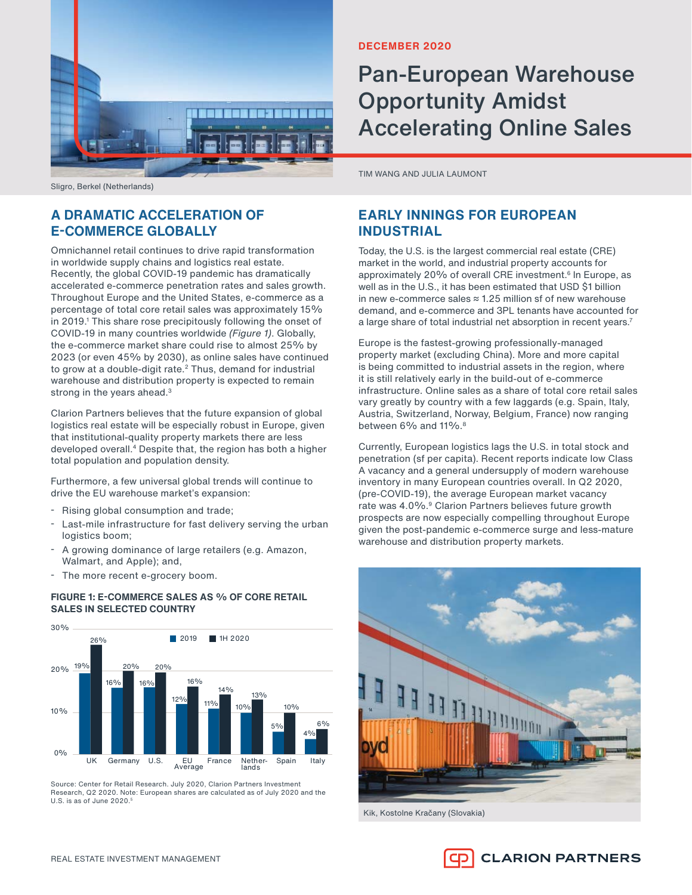DECEMBER 2020

# Pan-European Warehouse Opportunity Amidst Accelerating Online Sales

TIM WANG AND JULIA LAUMONT

Sligro, Berkel (Netherlands)

## A DRAMATIC ACCELERATION OF E-COMMERCE GLOBALLY

Omnichannel retail continues to drive rapid transformation in worldwide supply chains and logistics real estate. Recently, the global COVID-19 pandemic has dramatically accelerated e-commerce penetration rates and sales growth. Throughout Europe and the United States, e-commerce as a percentage of total core retail sales was approximately 15% in 2019.[1] This share rose precipitously following the onset of COVID-19 in many countries worldwide *(Figure 1)*. Globally, the e-commerce market share could rise to almost 25% by 2023 (or even 45% by 2030), as online sales have continued to grow at a double-digit rate.[2] Thus, demand for industrial warehouse and distribution property is expected to remain strong in the years ahead.[3]

Clarion Partners believes that the future expansion of global logistics real estate will be especially robust in Europe, given that institutional-quality property markets there are less developed overall.[4] Despite that, the region has both a higher total population and population density.

Furthermore, a few universal global trends will continue to drive the EU warehouse market's expansion:

- Rising global consumption and trade;
- Last-mile infrastructure for fast delivery serving the urban logistics boom;
- A growing dominance of large retailers (e.g. Amazon, Walmart, and Apple); and,
- The more recent e-grocery boom.

**FIGURE 1: E-COMMERCE SALES AS % OF CORE RETAIL SALES IN SELECTED COUNTRY**

| | 2019 | 1H 2020 |
|---|---|---|
| UK | 19% | 26% |
| Germany | 16% | 20% |
| U.S. | 16% | 20% |
| EU Average | 12% | 16% |
| France | 11% | 14% |
| Netherlands | 10% | 13% |
| Spain | 5% | 10% |
| Italy | 4% | 6% |

Source: Center for Retail Research. July 2020, Clarion Partners Investment Research, Q2 2020. Note: European shares are calculated as of July 2020 and the U.S. is as of June 2020.[5]

## EARLY INNINGS FOR EUROPEAN INDUSTRIAL

Today, the U.S. is the largest commercial real estate (CRE) market in the world, and industrial property accounts for approximately 20% of overall CRE investment.[6] In Europe, as well as in the U.S., it has been estimated that USD $1 billion in new e-commerce sales ≈ 1.25 million sf of new warehouse demand, and e-commerce and 3PL tenants have accounted for a large share of total industrial net absorption in recent years.[7]

Europe is the fastest-growing professionally-managed property market (excluding China). More and more capital is being committed to industrial assets in the region, where it is still relatively early in the build-out of e-commerce infrastructure. Online sales as a share of total core retail sales vary greatly by country with a few laggards (e.g. Spain, Italy, Austria, Switzerland, Norway, Belgium, France) now ranging between 6% and 11%.[8]

Currently, European logistics lags the U.S. in total stock and penetration (sf per capita). Recent reports indicate low Class A vacancy and a general undersupply of modern warehouse inventory in many European countries overall. In Q2 2020, (pre-COVID-19), the average European market vacancy rate was 4.0%.[9] Clarion Partners believes that future growth prospects are now especially compelling throughout Europe given the post-pandemic e-commerce surge and less-mature warehouse and distribution property markets.

Kik, Kostolne Kračany (Slovakia)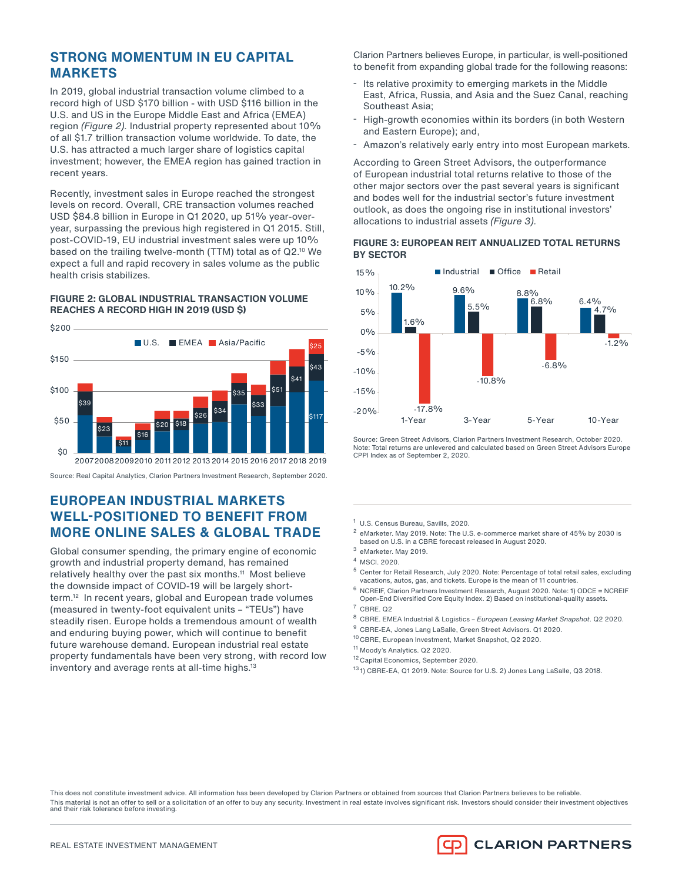## STRONG MOMENTUM IN EU CAPITAL MARKETS

In 2019, global industrial transaction volume climbed to a record high of USD $170 billion - with USD $116 billion in the U.S. and US in the Europe Middle East and Africa (EMEA) region *(Figure 2)*. Industrial property represented about 10% of all $1.7 trillion transaction volume worldwide. To date, the U.S. has attracted a much larger share of logistics capital investment; however, the EMEA region has gained traction in recent years.

Recently, investment sales in Europe reached the strongest levels on record. Overall, CRE transaction volumes reached USD $84.8 billion in Europe in Q1 2020, up 51% year-over-year, surpassing the previous high registered in Q1 2015. Still, post-COVID-19, EU industrial investment sales were up 10% based on the trailing twelve-month (TTM) total as of Q2.[10] We expect a full and rapid recovery in sales volume as the public health crisis stabilizes.

**FIGURE 2: GLOBAL INDUSTRIAL TRANSACTION VOLUME REACHES A RECORD HIGH IN 2019 (USD $)**

$200
$150
$100
$50
$0

U.S. EMEA Asia/Pacific

$39 $23 $11 $16 $20 $18 $26 $34 $35 $33 $51 $41 $43 $25 $117

2007 2008 2009 2010 2011 2012 2013 2014 2015 2016 2017 2018 2019

Source: Real Capital Analytics, Clarion Partners Investment Research, September 2020.

## EUROPEAN INDUSTRIAL MARKETS WELL-POSITIONED TO BENEFIT FROM MORE ONLINE SALES & GLOBAL TRADE

Global consumer spending, the primary engine of economic growth and industrial property demand, has remained relatively healthy over the past six months.[11] Most believe the downside impact of COVID-19 will be largely short-term.[12] In recent years, global and European trade volumes (measured in twenty-foot equivalent units – "TEUs") have steadily risen. Europe holds a tremendous amount of wealth and enduring buying power, which will continue to benefit future warehouse demand. European industrial real estate property fundamentals have been very strong, with record low inventory and average rents at all-time highs.[13]

Clarion Partners believes Europe, in particular, is well-positioned to benefit from expanding global trade for the following reasons:

- Its relative proximity to emerging markets in the Middle East, Africa, Russia, and Asia and the Suez Canal, reaching Southeast Asia;
- High-growth economies within its borders (in both Western and Eastern Europe); and,
- Amazon's relatively early entry into most European markets.

According to Green Street Advisors, the outperformance of European industrial total returns relative to those of the other major sectors over the past several years is significant and bodes well for the industrial sector's future investment outlook, as does the ongoing rise in institutional investors' allocations to industrial assets *(Figure 3)*.

**FIGURE 3: EUROPEAN REIT ANNUALIZED TOTAL RETURNS BY SECTOR**

Industrial Office Retail

15%
10%
5%
0%
-5%
-10%
-15%
-20%

1-Year: 10.2% 1.6% -17.8%
3-Year: 9.6% 5.5% -10.8%
5-Year: 8.8% 6.8% -6.8%
10-Year: 6.4% 4.7% -1.2%

Source: Green Street Advisors, Clarion Partners Investment Research, October 2020.
Note: Total returns are unlevered and calculated based on Green Street Advisors Europe CPPI Index as of September 2, 2020.

---

[1] U.S. Census Bureau, Savills, 2020.
[2] eMarketer. May 2019. Note: The U.S. e-commerce market share of 45% by 2030 is based on U.S. in a CBRE forecast released in August 2020.
[3] eMarketer. May 2019.
[4] MSCI. 2020.
[5] Center for Retail Research, July 2020. Note: Percentage of total retail sales, excluding vacations, autos, gas, and tickets. Europe is the mean of 11 countries.
[6] NCREIF, Clarion Partners Investment Research, August 2020. Note: 1) ODCE = NCREIF Open-End Diversified Core Equity Index. 2) Based on institutional-quality assets.
[7] CBRE. Q2
[8] CBRE. EMEA Industrial & Logistics – *European Leasing Market Snapshot*. Q2 2020.
[9] CBRE-EA, Jones Lang LaSalle, Green Street Advisors. Q1 2020.
[10] CBRE, European Investment, Market Snapshot, Q2 2020.
[11] Moody's Analytics. Q2 2020.
[12] Capital Economics, September 2020.
[13] 1) CBRE-EA, Q1 2019. Note: Source for U.S. 2) Jones Lang LaSalle, Q3 2018.

This does not constitute investment advice. All information has been developed by Clarion Partners or obtained from sources that Clarion Partners believes to be reliable.
This material is not an offer to sell or a solicitation of an offer to buy any security. Investment in real estate involves significant risk. Investors should consider their investment objectives and their risk tolerance before investing.